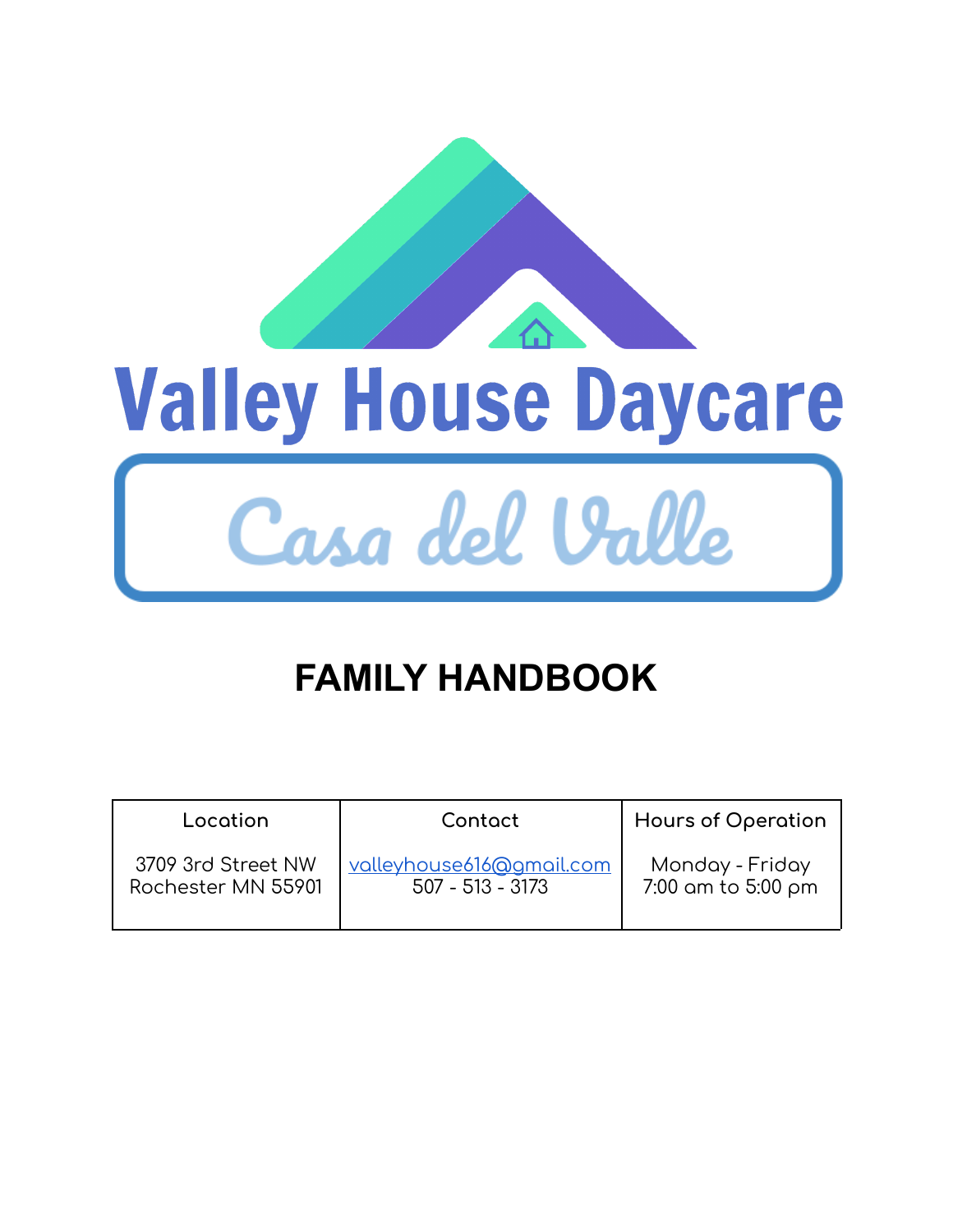# Valley House Daycare

## Casa del Valle

# FAMILY HANDBOOK

| Location | Contact | Hours of Operation |
|---|---|---|
| 3709 3rd Street NW<br>Rochester MN 55901 | valleyhouse616@gmail.com<br>507 - 513 - 3173 | Monday - Friday<br>7:00 am to 5:00 pm |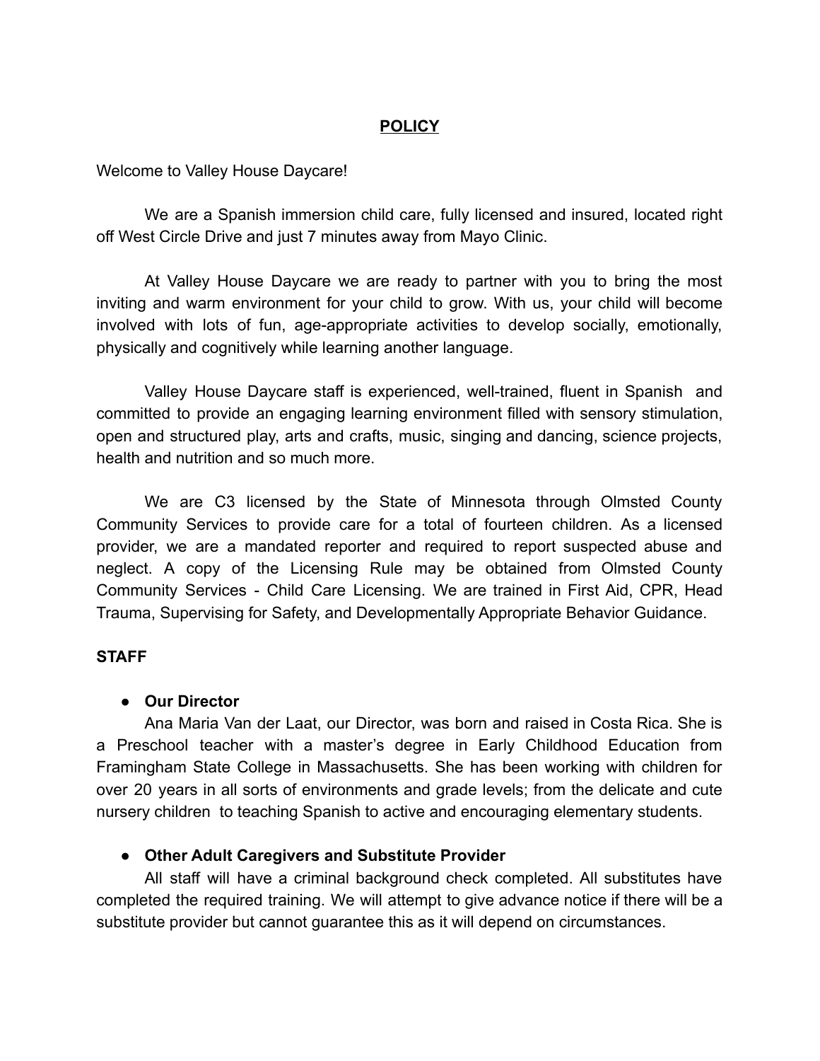## POLICY

Welcome to Valley House Daycare!

We are a Spanish immersion child care, fully licensed and insured, located right off West Circle Drive and just 7 minutes away from Mayo Clinic.

At Valley House Daycare we are ready to partner with you to bring the most inviting and warm environment for your child to grow. With us, your child will become involved with lots of fun, age-appropriate activities to develop socially, emotionally, physically and cognitively while learning another language.

Valley House Daycare staff is experienced, well-trained, fluent in Spanish and committed to provide an engaging learning environment filled with sensory stimulation, open and structured play, arts and crafts, music, singing and dancing, science projects, health and nutrition and so much more.

We are C3 licensed by the State of Minnesota through Olmsted County Community Services to provide care for a total of fourteen children. As a licensed provider, we are a mandated reporter and required to report suspected abuse and neglect. A copy of the Licensing Rule may be obtained from Olmsted County Community Services - Child Care Licensing. We are trained in First Aid, CPR, Head Trauma, Supervising for Safety, and Developmentally Appropriate Behavior Guidance.

### STAFF

- **Our Director**

Ana Maria Van der Laat, our Director, was born and raised in Costa Rica. She is a Preschool teacher with a master's degree in Early Childhood Education from Framingham State College in Massachusetts. She has been working with children for over 20 years in all sorts of environments and grade levels; from the delicate and cute nursery children to teaching Spanish to active and encouraging elementary students.

- **Other Adult Caregivers and Substitute Provider**

All staff will have a criminal background check completed. All substitutes have completed the required training. We will attempt to give advance notice if there will be a substitute provider but cannot guarantee this as it will depend on circumstances.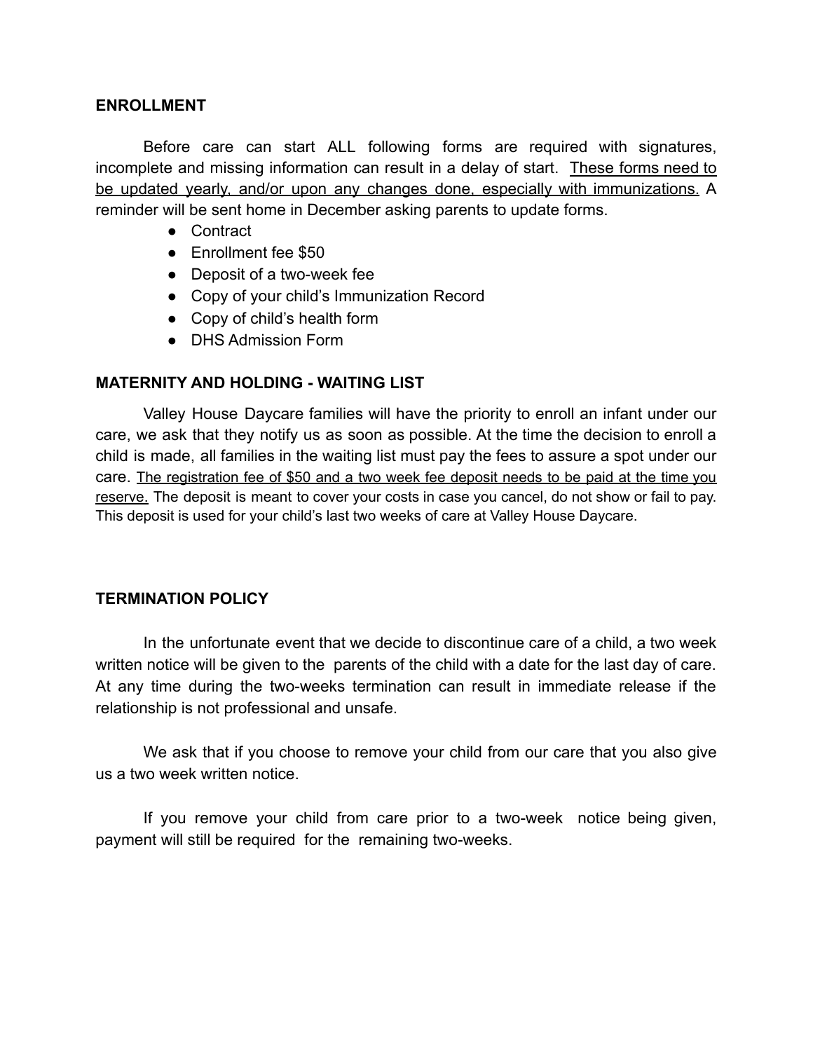## ENROLLMENT

Before care can start ALL following forms are required with signatures, incomplete and missing information can result in a delay of start. <u>These forms need to be updated yearly, and/or upon any changes done, especially with immunizations.</u> A reminder will be sent home in December asking parents to update forms.

- Contract
- Enrollment fee $50
- Deposit of a two-week fee
- Copy of your child's Immunization Record
- Copy of child's health form
- DHS Admission Form

## MATERNITY AND HOLDING - WAITING LIST

Valley House Daycare families will have the priority to enroll an infant under our care, we ask that they notify us as soon as possible. At the time the decision to enroll a child is made, all families in the waiting list must pay the fees to assure a spot under our care. <u>The registration fee of $50 and a two week fee deposit needs to be paid at the time you reserve.</u> The deposit is meant to cover your costs in case you cancel, do not show or fail to pay. This deposit is used for your child's last two weeks of care at Valley House Daycare.

## TERMINATION POLICY

In the unfortunate event that we decide to discontinue care of a child, a two week written notice will be given to the parents of the child with a date for the last day of care. At any time during the two-weeks termination can result in immediate release if the relationship is not professional and unsafe.

We ask that if you choose to remove your child from our care that you also give us a two week written notice.

If you remove your child from care prior to a two-week notice being given, payment will still be required for the remaining two-weeks.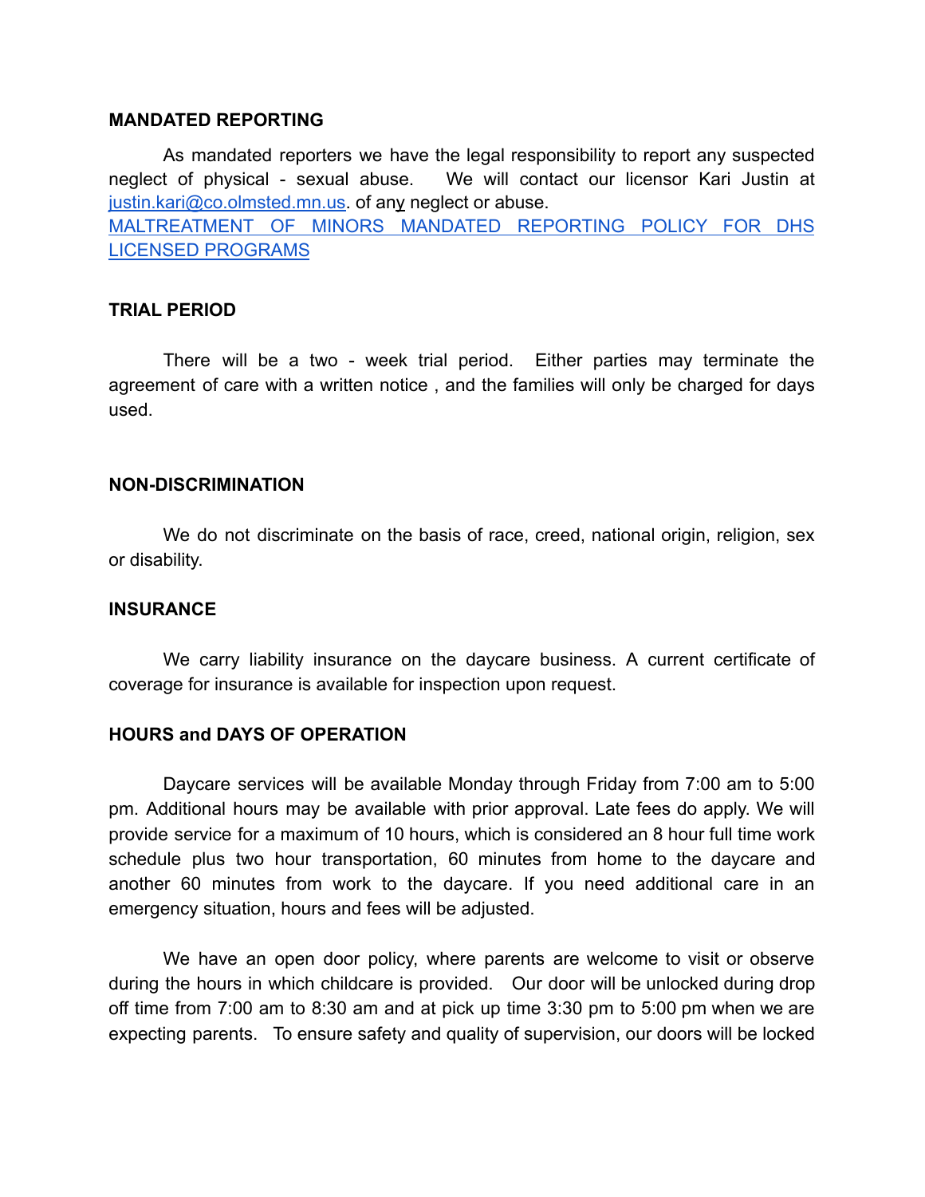**MANDATED REPORTING**

As mandated reporters we have the legal responsibility to report any suspected neglect of physical - sexual abuse. We will contact our licensor Kari Justin at justin.kari@co.olmsted.mn.us. of any neglect or abuse.
MALTREATMENT OF MINORS MANDATED REPORTING POLICY FOR DHS LICENSED PROGRAMS

**TRIAL PERIOD**

There will be a two - week trial period. Either parties may terminate the agreement of care with a written notice , and the families will only be charged for days used.

**NON-DISCRIMINATION**

We do not discriminate on the basis of race, creed, national origin, religion, sex or disability.

**INSURANCE**

We carry liability insurance on the daycare business. A current certificate of coverage for insurance is available for inspection upon request.

**HOURS and DAYS OF OPERATION**

Daycare services will be available Monday through Friday from 7:00 am to 5:00 pm. Additional hours may be available with prior approval. Late fees do apply. We will provide service for a maximum of 10 hours, which is considered an 8 hour full time work schedule plus two hour transportation, 60 minutes from home to the daycare and another 60 minutes from work to the daycare. If you need additional care in an emergency situation, hours and fees will be adjusted.

We have an open door policy, where parents are welcome to visit or observe during the hours in which childcare is provided. Our door will be unlocked during drop off time from 7:00 am to 8:30 am and at pick up time 3:30 pm to 5:00 pm when we are expecting parents. To ensure safety and quality of supervision, our doors will be locked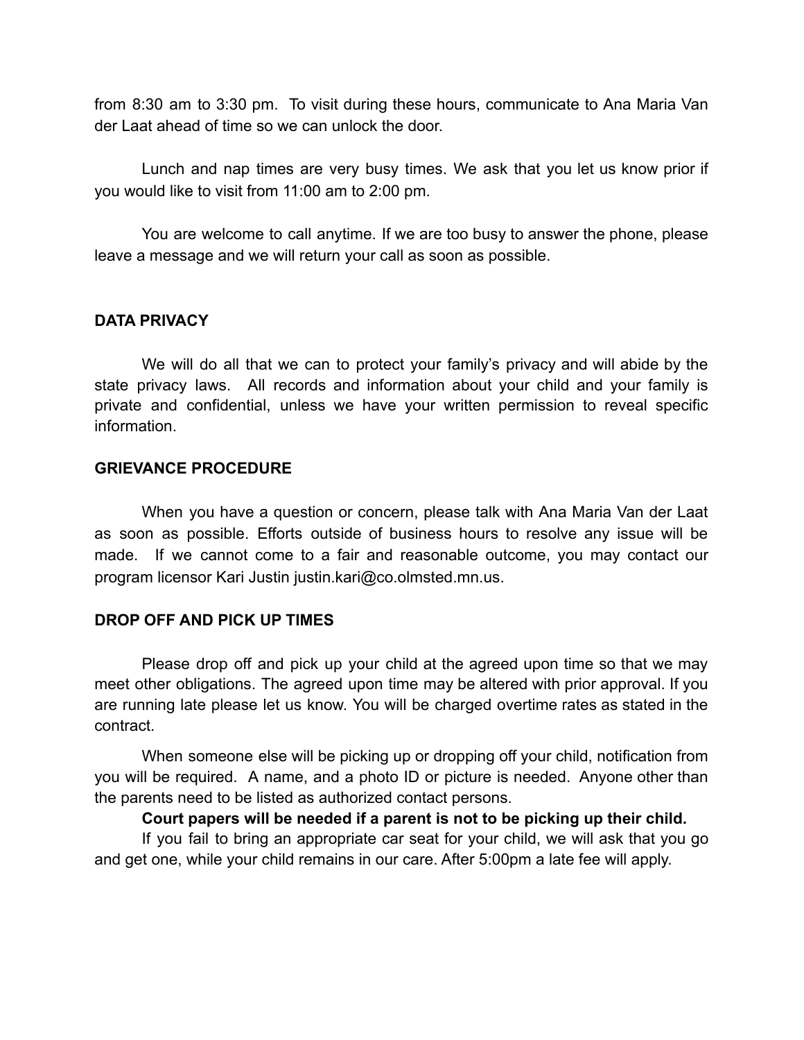from 8:30 am to 3:30 pm. To visit during these hours, communicate to Ana Maria Van der Laat ahead of time so we can unlock the door.

Lunch and nap times are very busy times. We ask that you let us know prior if you would like to visit from 11:00 am to 2:00 pm.

You are welcome to call anytime. If we are too busy to answer the phone, please leave a message and we will return your call as soon as possible.

**DATA PRIVACY**

We will do all that we can to protect your family's privacy and will abide by the state privacy laws. All records and information about your child and your family is private and confidential, unless we have your written permission to reveal specific information.

**GRIEVANCE PROCEDURE**

When you have a question or concern, please talk with Ana Maria Van der Laat as soon as possible. Efforts outside of business hours to resolve any issue will be made. If we cannot come to a fair and reasonable outcome, you may contact our program licensor Kari Justin justin.kari@co.olmsted.mn.us.

**DROP OFF AND PICK UP TIMES**

Please drop off and pick up your child at the agreed upon time so that we may meet other obligations. The agreed upon time may be altered with prior approval. If you are running late please let us know. You will be charged overtime rates as stated in the contract.

When someone else will be picking up or dropping off your child, notification from you will be required. A name, and a photo ID or picture is needed. Anyone other than the parents need to be listed as authorized contact persons.

**Court papers will be needed if a parent is not to be picking up their child.**

If you fail to bring an appropriate car seat for your child, we will ask that you go and get one, while your child remains in our care. After 5:00pm a late fee will apply.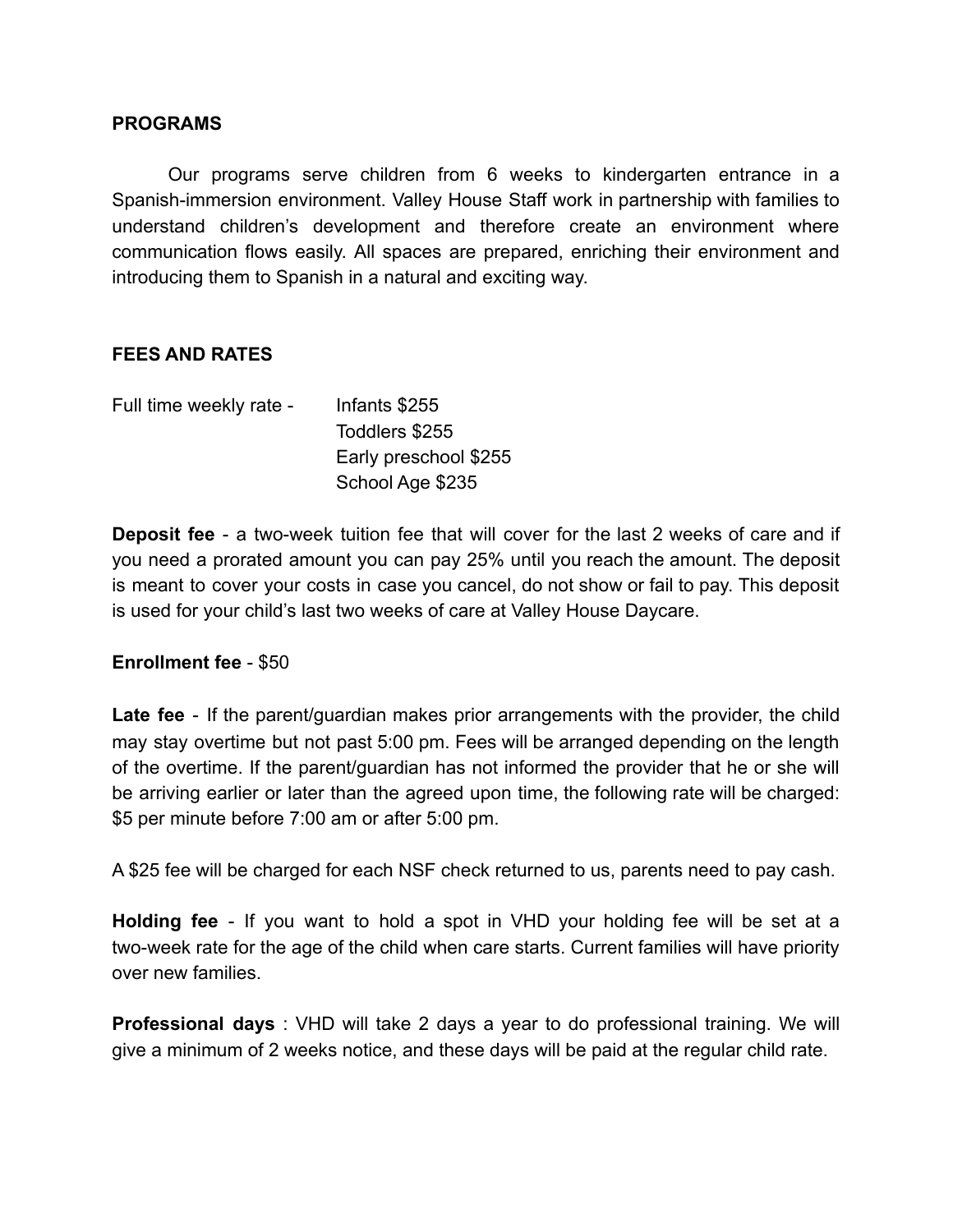## PROGRAMS

Our programs serve children from 6 weeks to kindergarten entrance in a Spanish-immersion environment. Valley House Staff work in partnership with families to understand children's development and therefore create an environment where communication flows easily. All spaces are prepared, enriching their environment and introducing them to Spanish in a natural and exciting way.

## FEES AND RATES

Full time weekly rate -
- Infants $255
- Toddlers $255
- Early preschool $255
- School Age $235

**Deposit fee** - a two-week tuition fee that will cover for the last 2 weeks of care and if you need a prorated amount you can pay 25% until you reach the amount. The deposit is meant to cover your costs in case you cancel, do not show or fail to pay. This deposit is used for your child's last two weeks of care at Valley House Daycare.

**Enrollment fee** - $50

**Late fee** - If the parent/guardian makes prior arrangements with the provider, the child may stay overtime but not past 5:00 pm. Fees will be arranged depending on the length of the overtime. If the parent/guardian has not informed the provider that he or she will be arriving earlier or later than the agreed upon time, the following rate will be charged: $5 per minute before 7:00 am or after 5:00 pm.

A $25 fee will be charged for each NSF check returned to us, parents need to pay cash.

**Holding fee** - If you want to hold a spot in VHD your holding fee will be set at a two-week rate for the age of the child when care starts. Current families will have priority over new families.

**Professional days** : VHD will take 2 days a year to do professional training. We will give a minimum of 2 weeks notice, and these days will be paid at the regular child rate.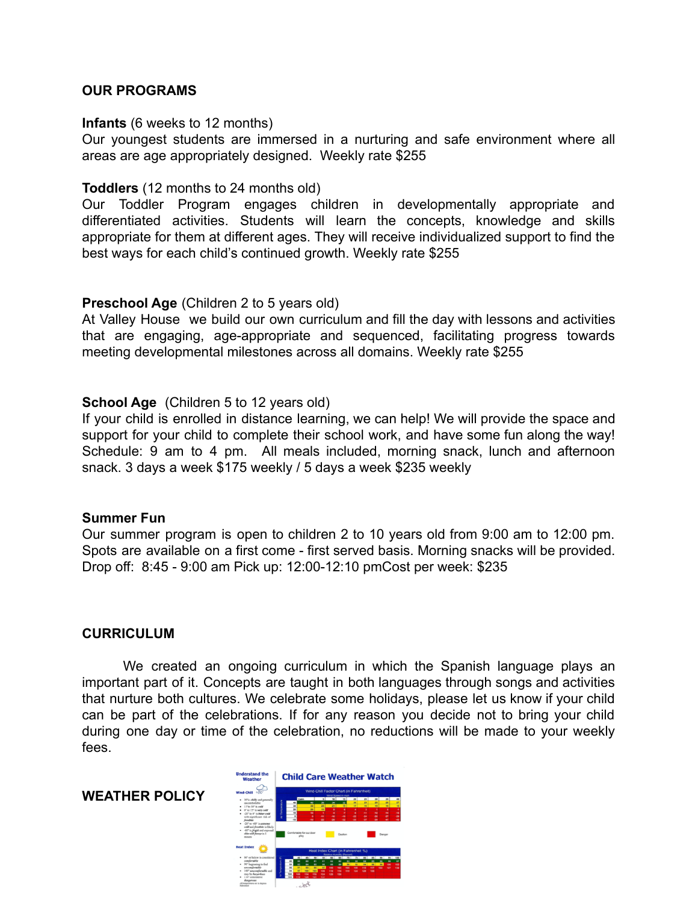## OUR PROGRAMS

**Infants** (6 weeks to 12 months)
Our youngest students are immersed in a nurturing and safe environment where all areas are age appropriately designed. Weekly rate $255

**Toddlers** (12 months to 24 months old)
Our Toddler Program engages children in developmentally appropriate and differentiated activities. Students will learn the concepts, knowledge and skills appropriate for them at different ages. They will receive individualized support to find the best ways for each child's continued growth. Weekly rate $255

**Preschool Age** (Children 2 to 5 years old)
At Valley House we build our own curriculum and fill the day with lessons and activities that are engaging, age-appropriate and sequenced, facilitating progress towards meeting developmental milestones across all domains. Weekly rate $255

**School Age** (Children 5 to 12 years old)
If your child is enrolled in distance learning, we can help! We will provide the space and support for your child to complete their school work, and have some fun along the way! Schedule: 9 am to 4 pm. All meals included, morning snack, lunch and afternoon snack. 3 days a week $175 weekly / 5 days a week $235 weekly

**Summer Fun**
Our summer program is open to children 2 to 10 years old from 9:00 am to 12:00 pm. Spots are available on a first come - first served basis. Morning snacks will be provided. Drop off: 8:45 - 9:00 am Pick up: 12:00-12:10 pmCost per week: $235

## CURRICULUM

We created an ongoing curriculum in which the Spanish language plays an important part of it. Concepts are taught in both languages through songs and activities that nurture both cultures. We celebrate some holidays, please let us know if your child can be part of the celebrations. If for any reason you decide not to bring your child during one day or time of the celebration, no reductions will be made to your weekly fees.

## WEATHER POLICY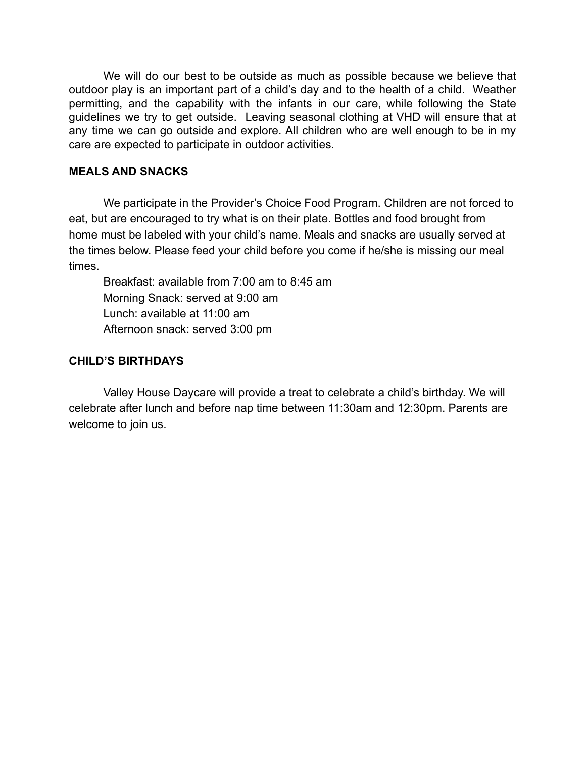We will do our best to be outside as much as possible because we believe that outdoor play is an important part of a child's day and to the health of a child. Weather permitting, and the capability with the infants in our care, while following the State guidelines we try to get outside. Leaving seasonal clothing at VHD will ensure that at any time we can go outside and explore. All children who are well enough to be in my care are expected to participate in outdoor activities.

**MEALS AND SNACKS**

We participate in the Provider's Choice Food Program. Children are not forced to eat, but are encouraged to try what is on their plate. Bottles and food brought from home must be labeled with your child's name. Meals and snacks are usually served at the times below. Please feed your child before you come if he/she is missing our meal times.

Breakfast: available from 7:00 am to 8:45 am
Morning Snack: served at 9:00 am
Lunch: available at 11:00 am
Afternoon snack: served 3:00 pm

**CHILD'S BIRTHDAYS**

Valley House Daycare will provide a treat to celebrate a child's birthday. We will celebrate after lunch and before nap time between 11:30am and 12:30pm. Parents are welcome to join us.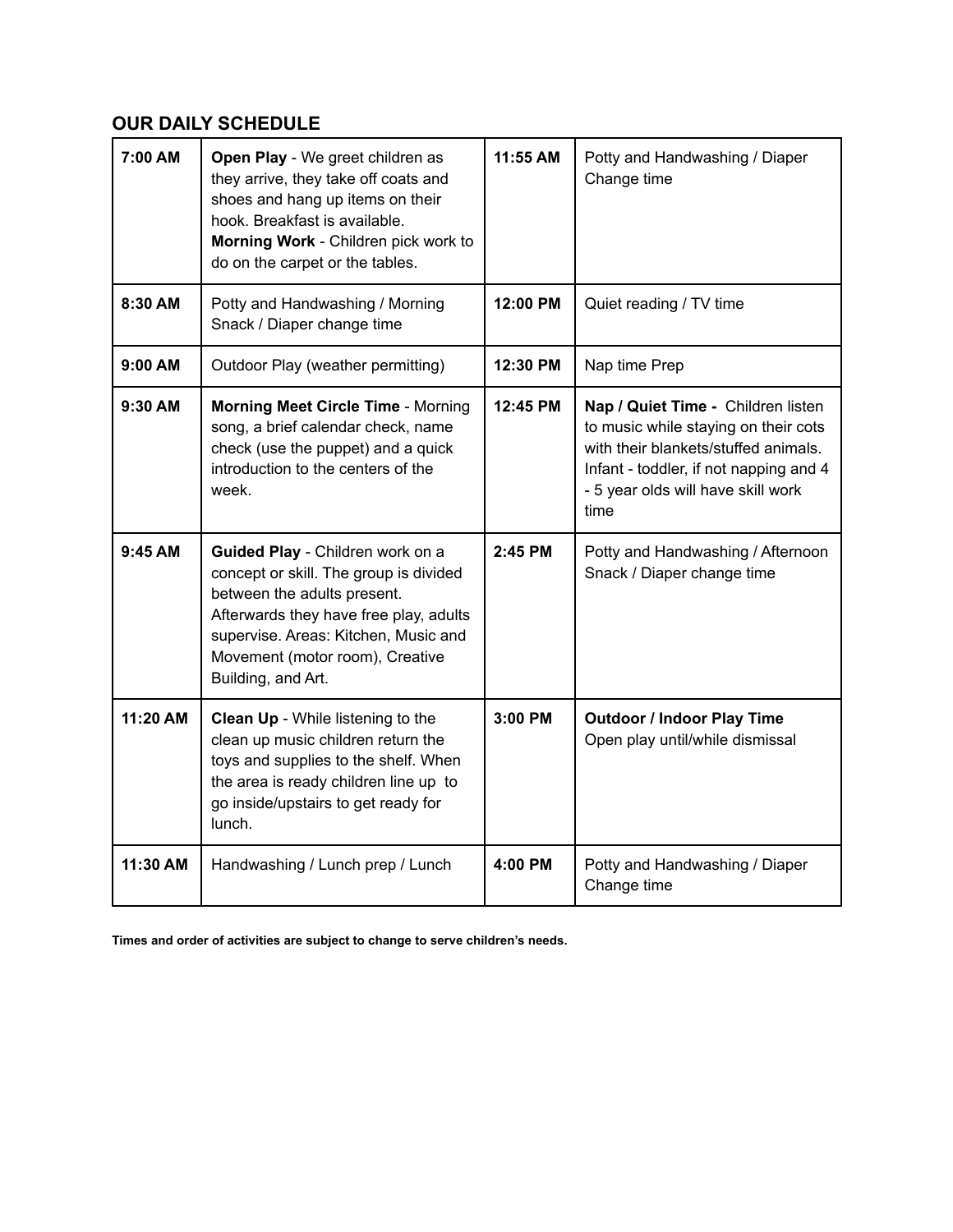### OUR DAILY SCHEDULE

| | | | |
|---|---|---|---|
| **7:00 AM** | **Open Play** - We greet children as they arrive, they take off coats and shoes and hang up items on their hook. Breakfast is available. **Morning Work** - Children pick work to do on the carpet or the tables. | **11:55 AM** | Potty and Handwashing / Diaper Change time |
| **8:30 AM** | Potty and Handwashing / Morning Snack / Diaper change time | **12:00 PM** | Quiet reading / TV time |
| **9:00 AM** | Outdoor Play (weather permitting) | **12:30 PM** | Nap time Prep |
| **9:30 AM** | **Morning Meet Circle Time** - Morning song, a brief calendar check, name check (use the puppet) and a quick introduction to the centers of the week. | **12:45 PM** | **Nap / Quiet Time -** Children listen to music while staying on their cots with their blankets/stuffed animals. Infant - toddler, if not napping and 4 - 5 year olds will have skill work time |
| **9:45 AM** | **Guided Play** - Children work on a concept or skill. The group is divided between the adults present. Afterwards they have free play, adults supervise. Areas: Kitchen, Music and Movement (motor room), Creative Building, and Art. | **2:45 PM** | Potty and Handwashing / Afternoon Snack / Diaper change time |
| **11:20 AM** | **Clean Up** - While listening to the clean up music children return the toys and supplies to the shelf. When the area is ready children line up to go inside/upstairs to get ready for lunch. | **3:00 PM** | **Outdoor / Indoor Play Time** Open play until/while dismissal |
| **11:30 AM** | Handwashing / Lunch prep / Lunch | **4:00 PM** | Potty and Handwashing / Diaper Change time |

**Times and order of activities are subject to change to serve children's needs.**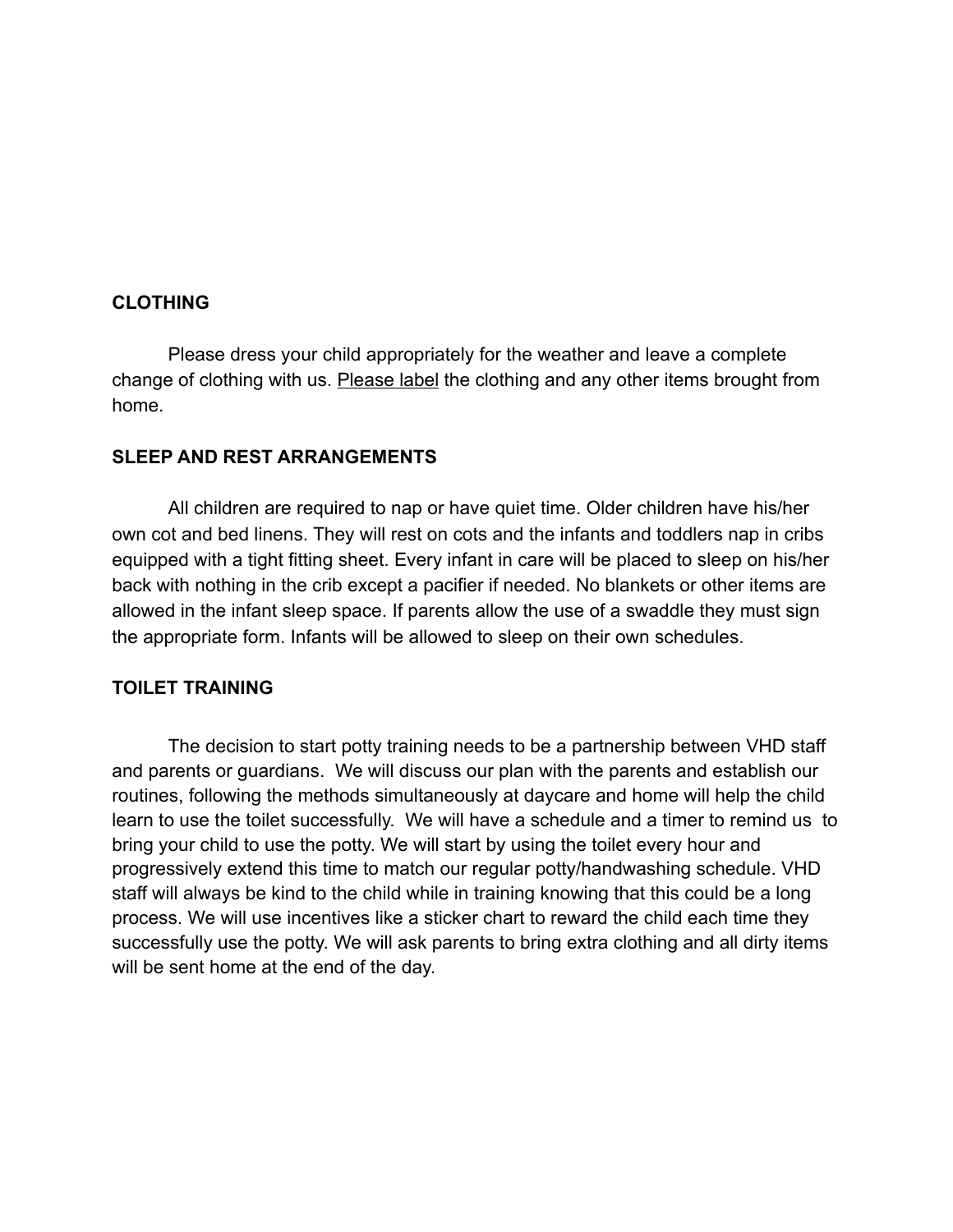## CLOTHING

Please dress your child appropriately for the weather and leave a complete change of clothing with us. Please label the clothing and any other items brought from home.

## SLEEP AND REST ARRANGEMENTS

All children are required to nap or have quiet time. Older children have his/her own cot and bed linens. They will rest on cots and the infants and toddlers nap in cribs equipped with a tight fitting sheet. Every infant in care will be placed to sleep on his/her back with nothing in the crib except a pacifier if needed. No blankets or other items are allowed in the infant sleep space. If parents allow the use of a swaddle they must sign the appropriate form. Infants will be allowed to sleep on their own schedules.

## TOILET TRAINING

The decision to start potty training needs to be a partnership between VHD staff and parents or guardians. We will discuss our plan with the parents and establish our routines, following the methods simultaneously at daycare and home will help the child learn to use the toilet successfully. We will have a schedule and a timer to remind us to bring your child to use the potty. We will start by using the toilet every hour and progressively extend this time to match our regular potty/handwashing schedule. VHD staff will always be kind to the child while in training knowing that this could be a long process. We will use incentives like a sticker chart to reward the child each time they successfully use the potty. We will ask parents to bring extra clothing and all dirty items will be sent home at the end of the day.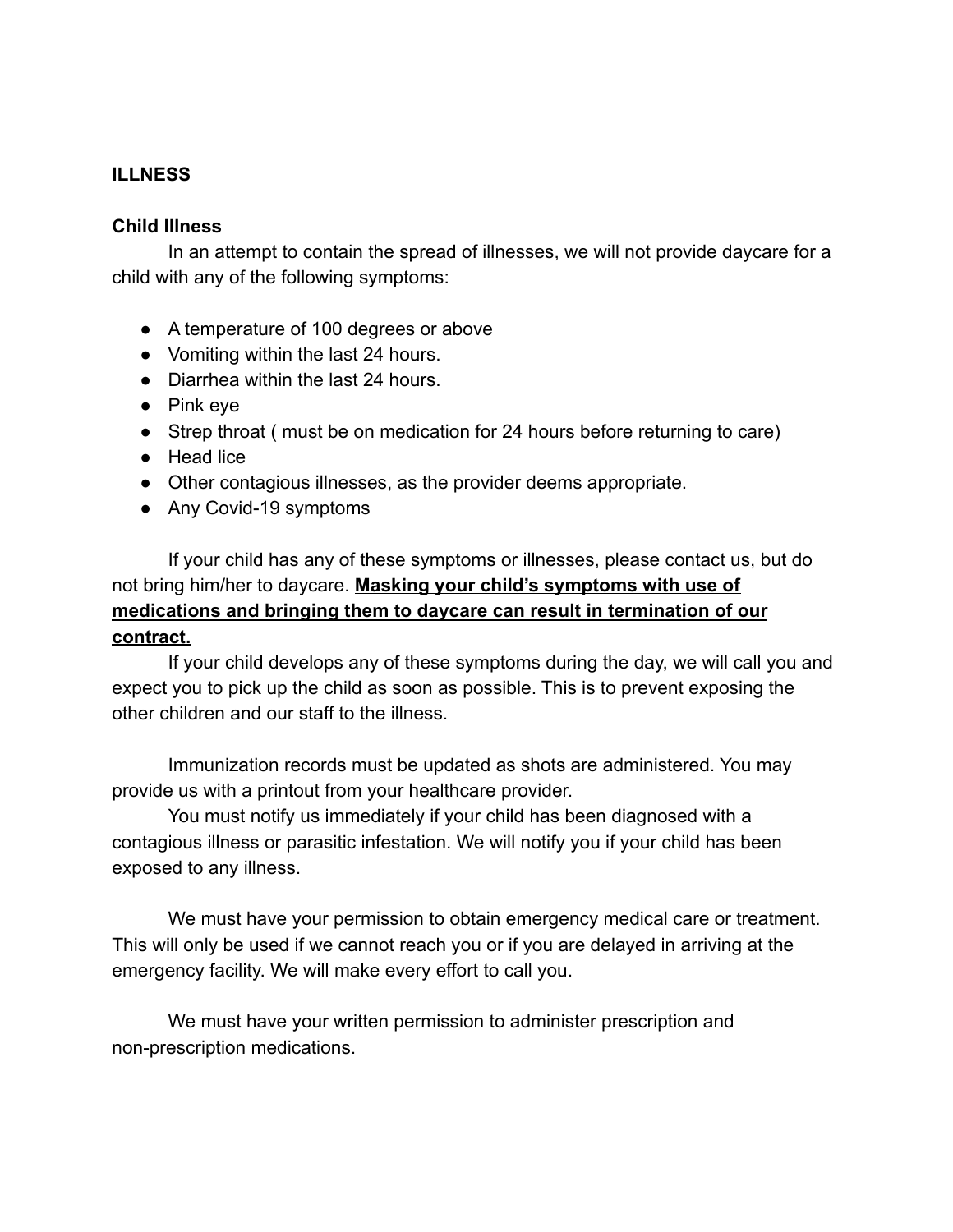## ILLNESS

### Child Illness

In an attempt to contain the spread of illnesses, we will not provide daycare for a child with any of the following symptoms:

- A temperature of 100 degrees or above
- Vomiting within the last 24 hours.
- Diarrhea within the last 24 hours.
- Pink eye
- Strep throat ( must be on medication for 24 hours before returning to care)
- Head lice
- Other contagious illnesses, as the provider deems appropriate.
- Any Covid-19 symptoms

If your child has any of these symptoms or illnesses, please contact us, but do not bring him/her to daycare. **<u>Masking your child's symptoms with use of medications and bringing them to daycare can result in termination of our contract.</u>**

If your child develops any of these symptoms during the day, we will call you and expect you to pick up the child as soon as possible. This is to prevent exposing the other children and our staff to the illness.

Immunization records must be updated as shots are administered. You may provide us with a printout from your healthcare provider.

You must notify us immediately if your child has been diagnosed with a contagious illness or parasitic infestation. We will notify you if your child has been exposed to any illness.

We must have your permission to obtain emergency medical care or treatment. This will only be used if we cannot reach you or if you are delayed in arriving at the emergency facility. We will make every effort to call you.

We must have your written permission to administer prescription and non-prescription medications.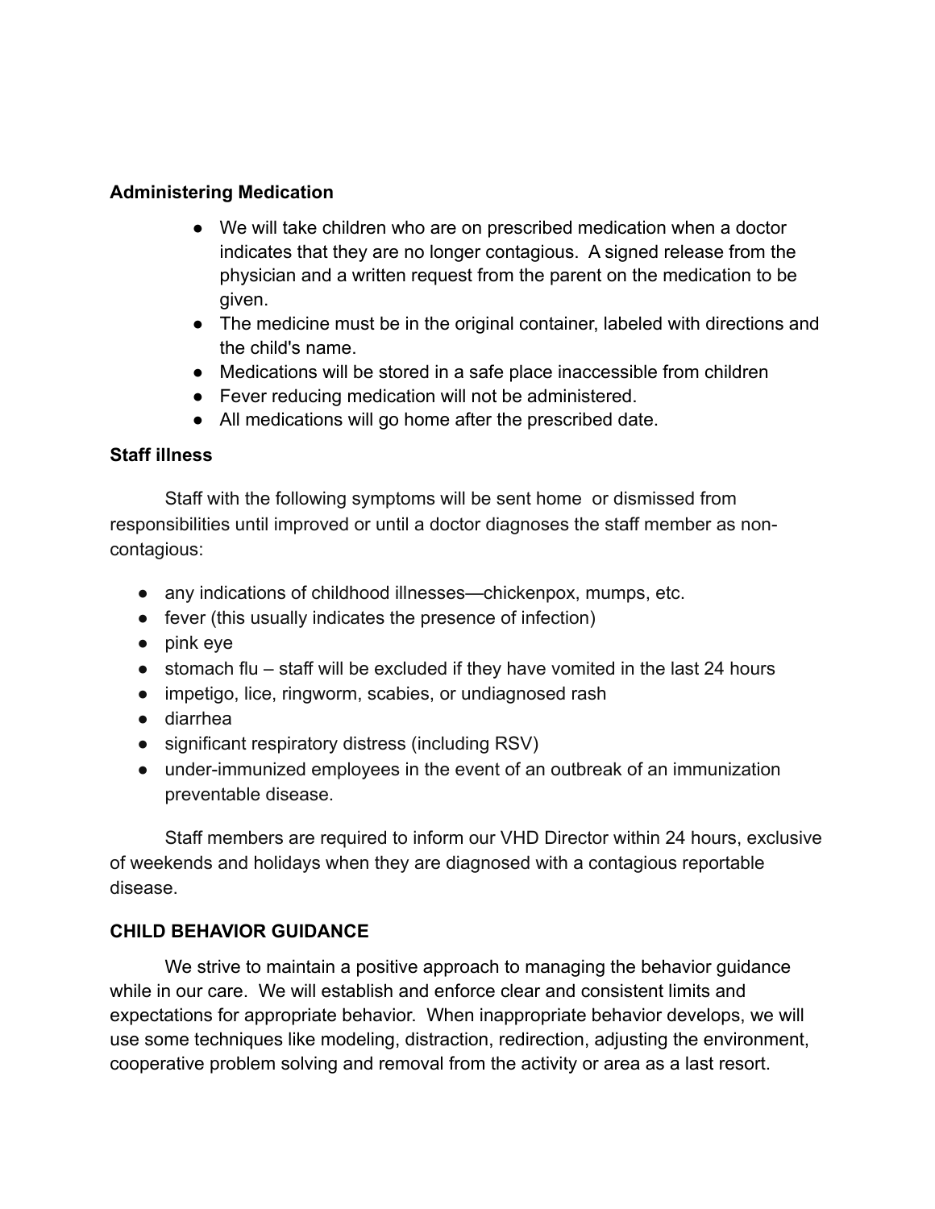**Administering Medication**

- We will take children who are on prescribed medication when a doctor indicates that they are no longer contagious. A signed release from the physician and a written request from the parent on the medication to be given.
- The medicine must be in the original container, labeled with directions and the child's name.
- Medications will be stored in a safe place inaccessible from children
- Fever reducing medication will not be administered.
- All medications will go home after the prescribed date.

**Staff illness**

Staff with the following symptoms will be sent home or dismissed from responsibilities until improved or until a doctor diagnoses the staff member as non-contagious:

- any indications of childhood illnesses—chickenpox, mumps, etc.
- fever (this usually indicates the presence of infection)
- pink eye
- stomach flu – staff will be excluded if they have vomited in the last 24 hours
- impetigo, lice, ringworm, scabies, or undiagnosed rash
- diarrhea
- significant respiratory distress (including RSV)
- under-immunized employees in the event of an outbreak of an immunization preventable disease.

Staff members are required to inform our VHD Director within 24 hours, exclusive of weekends and holidays when they are diagnosed with a contagious reportable disease.

**CHILD BEHAVIOR GUIDANCE**

We strive to maintain a positive approach to managing the behavior guidance while in our care. We will establish and enforce clear and consistent limits and expectations for appropriate behavior. When inappropriate behavior develops, we will use some techniques like modeling, distraction, redirection, adjusting the environment, cooperative problem solving and removal from the activity or area as a last resort.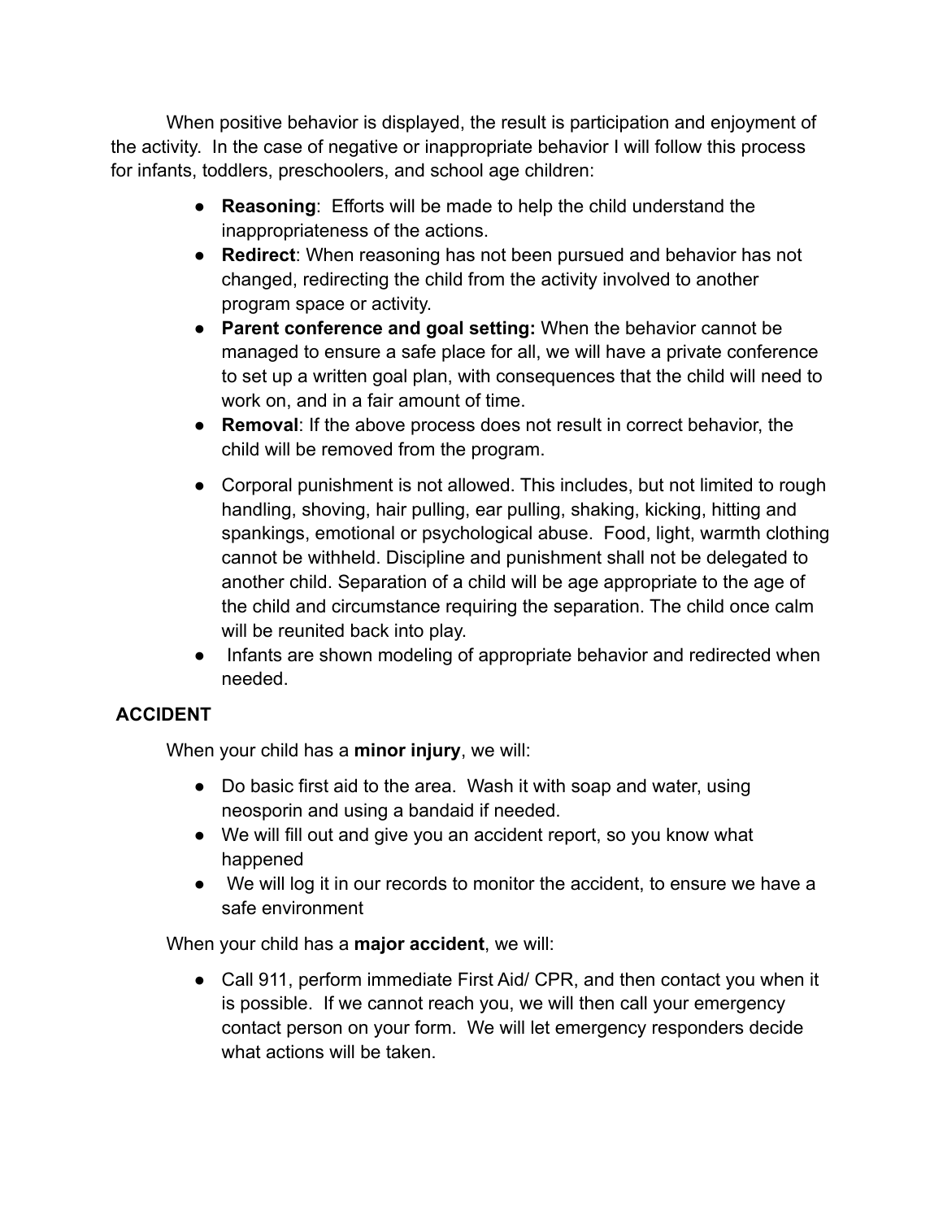When positive behavior is displayed, the result is participation and enjoyment of the activity. In the case of negative or inappropriate behavior I will follow this process for infants, toddlers, preschoolers, and school age children:

- **Reasoning**: Efforts will be made to help the child understand the inappropriateness of the actions.
- **Redirect**: When reasoning has not been pursued and behavior has not changed, redirecting the child from the activity involved to another program space or activity.
- **Parent conference and goal setting:** When the behavior cannot be managed to ensure a safe place for all, we will have a private conference to set up a written goal plan, with consequences that the child will need to work on, and in a fair amount of time.
- **Removal**: If the above process does not result in correct behavior, the child will be removed from the program.
- Corporal punishment is not allowed. This includes, but not limited to rough handling, shoving, hair pulling, ear pulling, shaking, kicking, hitting and spankings, emotional or psychological abuse. Food, light, warmth clothing cannot be withheld. Discipline and punishment shall not be delegated to another child. Separation of a child will be age appropriate to the age of the child and circumstance requiring the separation. The child once calm will be reunited back into play.
- Infants are shown modeling of appropriate behavior and redirected when needed.

## ACCIDENT

When your child has a **minor injury**, we will:

- Do basic first aid to the area. Wash it with soap and water, using neosporin and using a bandaid if needed.
- We will fill out and give you an accident report, so you know what happened
- We will log it in our records to monitor the accident, to ensure we have a safe environment

When your child has a **major accident**, we will:

- Call 911, perform immediate First Aid/ CPR, and then contact you when it is possible. If we cannot reach you, we will then call your emergency contact person on your form. We will let emergency responders decide what actions will be taken.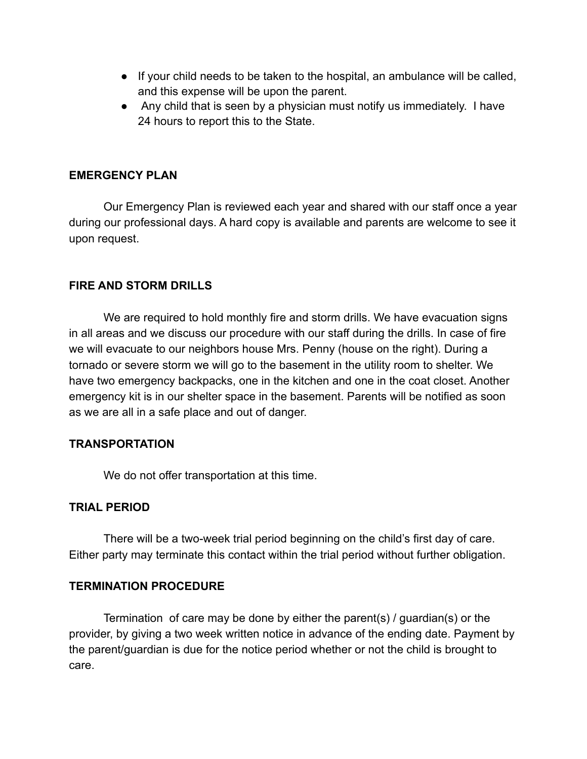- If your child needs to be taken to the hospital, an ambulance will be called, and this expense will be upon the parent.
- Any child that is seen by a physician must notify us immediately. I have 24 hours to report this to the State.

**EMERGENCY PLAN**

Our Emergency Plan is reviewed each year and shared with our staff once a year during our professional days. A hard copy is available and parents are welcome to see it upon request.

**FIRE AND STORM DRILLS**

We are required to hold monthly fire and storm drills. We have evacuation signs in all areas and we discuss our procedure with our staff during the drills. In case of fire we will evacuate to our neighbors house Mrs. Penny (house on the right). During a tornado or severe storm we will go to the basement in the utility room to shelter. We have two emergency backpacks, one in the kitchen and one in the coat closet. Another emergency kit is in our shelter space in the basement. Parents will be notified as soon as we are all in a safe place and out of danger.

**TRANSPORTATION**

We do not offer transportation at this time.

**TRIAL PERIOD**

There will be a two-week trial period beginning on the child's first day of care. Either party may terminate this contact within the trial period without further obligation.

**TERMINATION PROCEDURE**

Termination of care may be done by either the parent(s) / guardian(s) or the provider, by giving a two week written notice in advance of the ending date. Payment by the parent/guardian is due for the notice period whether or not the child is brought to care.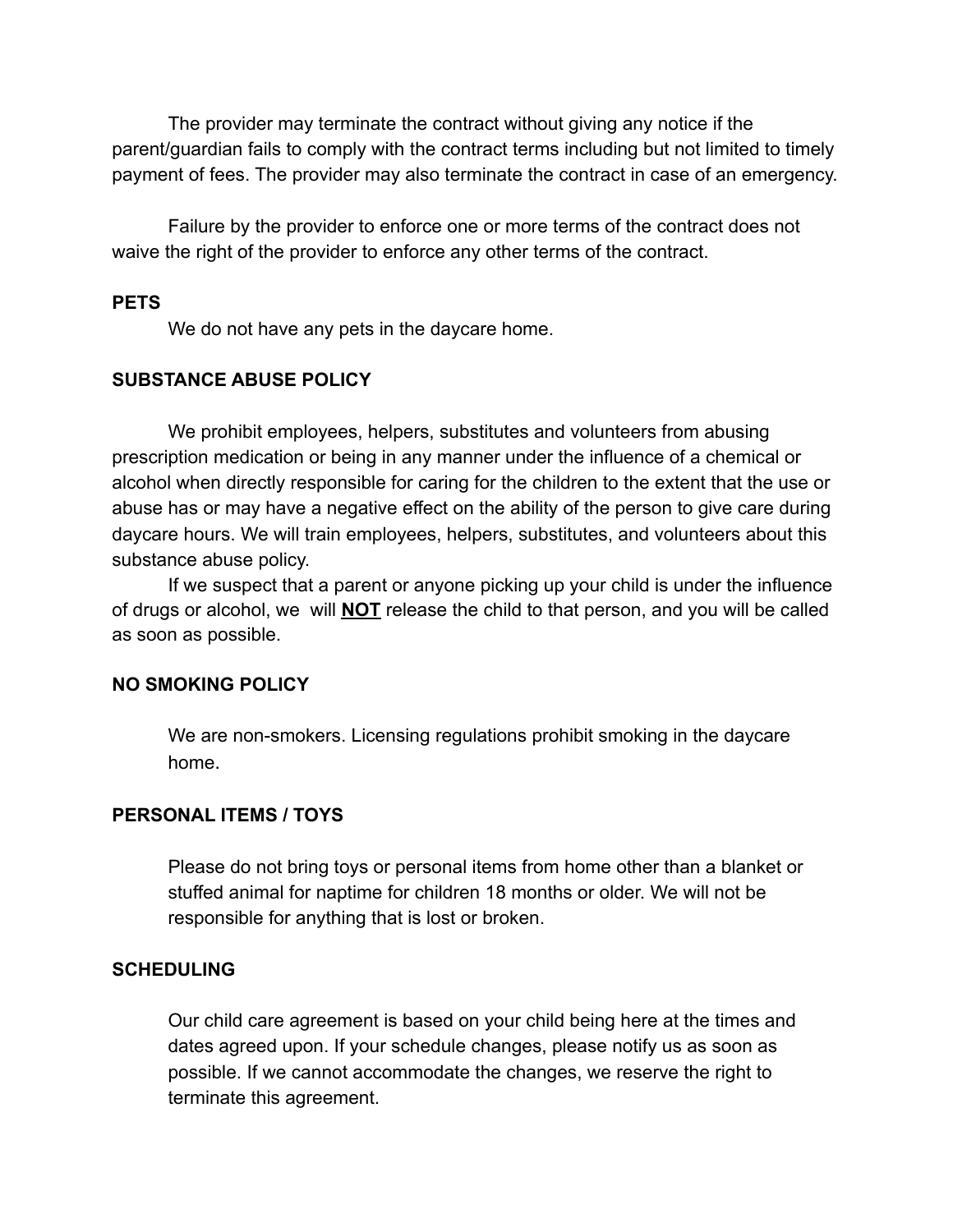The provider may terminate the contract without giving any notice if the parent/guardian fails to comply with the contract terms including but not limited to timely payment of fees. The provider may also terminate the contract in case of an emergency.

Failure by the provider to enforce one or more terms of the contract does not waive the right of the provider to enforce any other terms of the contract.

**PETS**

We do not have any pets in the daycare home.

**SUBSTANCE ABUSE POLICY**

We prohibit employees, helpers, substitutes and volunteers from abusing prescription medication or being in any manner under the influence of a chemical or alcohol when directly responsible for caring for the children to the extent that the use or abuse has or may have a negative effect on the ability of the person to give care during daycare hours. We will train employees, helpers, substitutes, and volunteers about this substance abuse policy.

If we suspect that a parent or anyone picking up your child is under the influence of drugs or alcohol, we will **NOT** release the child to that person, and you will be called as soon as possible.

**NO SMOKING POLICY**

We are non-smokers. Licensing regulations prohibit smoking in the daycare home.

**PERSONAL ITEMS / TOYS**

Please do not bring toys or personal items from home other than a blanket or stuffed animal for naptime for children 18 months or older. We will not be responsible for anything that is lost or broken.

**SCHEDULING**

Our child care agreement is based on your child being here at the times and dates agreed upon. If your schedule changes, please notify us as soon as possible. If we cannot accommodate the changes, we reserve the right to terminate this agreement.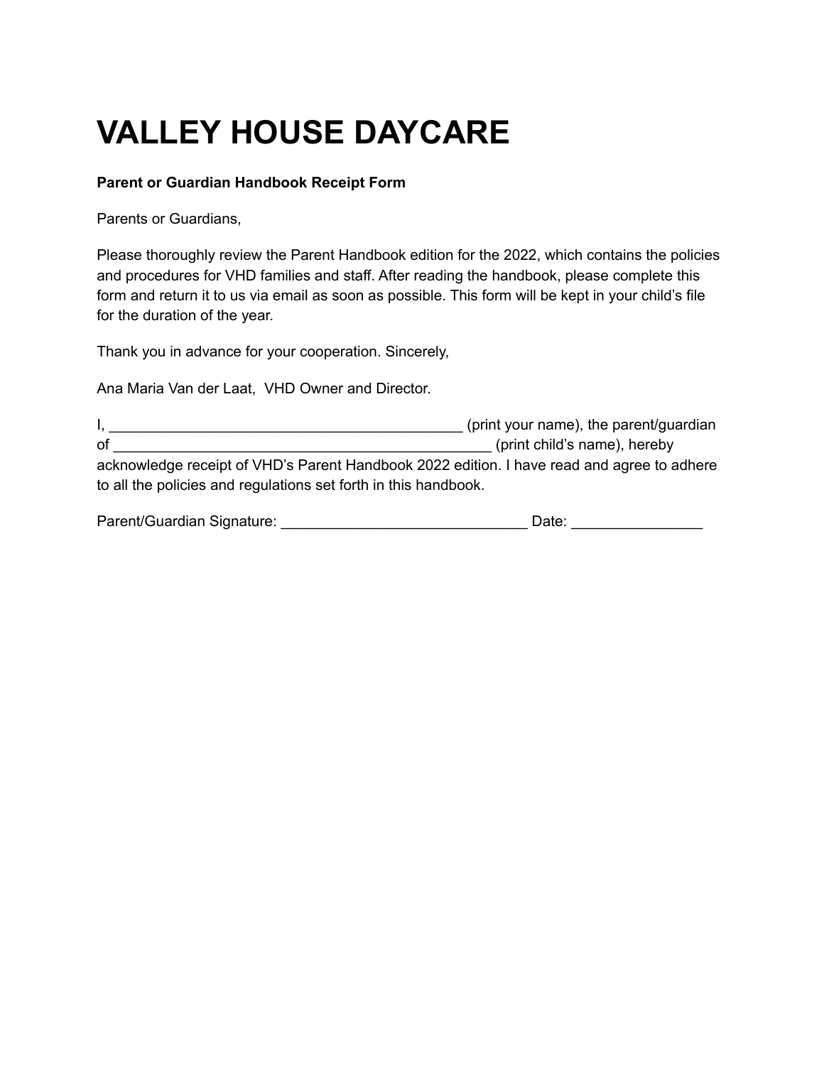# VALLEY HOUSE DAYCARE

**Parent or Guardian Handbook Receipt Form**

Parents or Guardians,

Please thoroughly review the Parent Handbook edition for the 2022, which contains the policies and procedures for VHD families and staff. After reading the handbook, please complete this form and return it to us via email as soon as possible. This form will be kept in your child's file for the duration of the year.

Thank you in advance for your cooperation. Sincerely,

Ana Maria Van der Laat, VHD Owner and Director.

I, ____________________________________________ (print your name), the parent/guardian of _______________________________________________ (print child's name), hereby acknowledge receipt of VHD's Parent Handbook 2022 edition. I have read and agree to adhere to all the policies and regulations set forth in this handbook.

Parent/Guardian Signature: ______________________________ Date: _______________